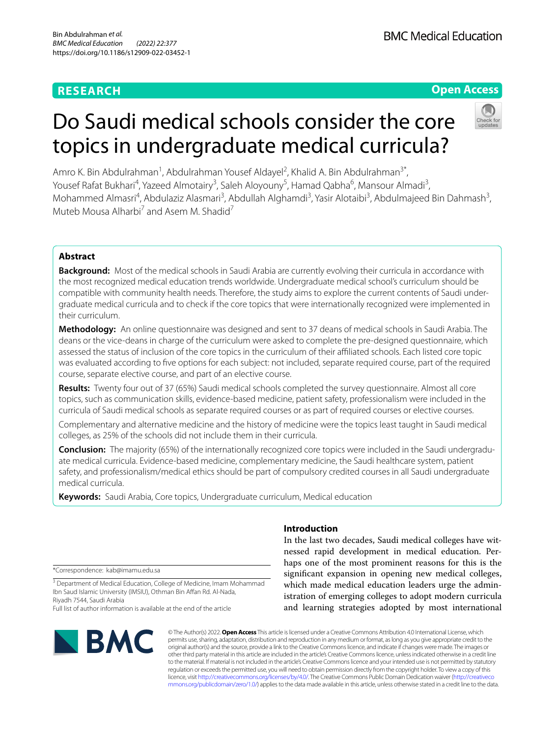RESEARCH

Open Access

# Do Saudi medical schools consider the core topics in undergraduate medical curricula?

Amro K. Bin Abdulrahman[1], Abdulrahman Yousef Aldayel[2], Khalid A. Bin Abdulrahman[3*], Yousef Rafat Bukhari[4], Yazeed Almotairy[3], Saleh Aloyouny[5], Hamad Qabha[6], Mansour Almadi[3], Mohammed Almasri[4], Abdulaziz Alasmari[3], Abdullah Alghamdi[3], Yasir Alotaibi[3], Abdulmajeed Bin Dahmash[3], Muteb Mousa Alharbi[7] and Asem M. Shadid[7]

## Abstract

**Background:** Most of the medical schools in Saudi Arabia are currently evolving their curricula in accordance with the most recognized medical education trends worldwide. Undergraduate medical school's curriculum should be compatible with community health needs. Therefore, the study aims to explore the current contents of Saudi undergraduate medical curricula and to check if the core topics that were internationally recognized were implemented in their curriculum.

**Methodology:** An online questionnaire was designed and sent to 37 deans of medical schools in Saudi Arabia. The deans or the vice-deans in charge of the curriculum were asked to complete the pre-designed questionnaire, which assessed the status of inclusion of the core topics in the curriculum of their affiliated schools. Each listed core topic was evaluated according to five options for each subject: not included, separate required course, part of the required course, separate elective course, and part of an elective course.

**Results:** Twenty four out of 37 (65%) Saudi medical schools completed the survey questionnaire. Almost all core topics, such as communication skills, evidence-based medicine, patient safety, professionalism were included in the curricula of Saudi medical schools as separate required courses or as part of required courses or elective courses.

Complementary and alternative medicine and the history of medicine were the topics least taught in Saudi medical colleges, as 25% of the schools did not include them in their curricula.

**Conclusion:** The majority (65%) of the internationally recognized core topics were included in the Saudi undergraduate medical curricula. Evidence-based medicine, complementary medicine, the Saudi healthcare system, patient safety, and professionalism/medical ethics should be part of compulsory credited courses in all Saudi undergraduate medical curricula.

**Keywords:** Saudi Arabia, Core topics, Undergraduate curriculum, Medical education

*Correspondence: kab@imamu.edu.sa

[3] Department of Medical Education, College of Medicine, Imam Mohammad Ibn Saud Islamic University (IMSIU), Othman Bin Affan Rd. Al-Nada, Riyadh 7544, Saudi Arabia

Full list of author information is available at the end of the article

## Introduction

In the last two decades, Saudi medical colleges have witnessed rapid development in medical education. Perhaps one of the most prominent reasons for this is the significant expansion in opening new medical colleges, which made medical education leaders urge the administration of emerging colleges to adopt modern curricula and learning strategies adopted by most international

© The Author(s) 2022. **Open Access** This article is licensed under a Creative Commons Attribution 4.0 International License, which permits use, sharing, adaptation, distribution and reproduction in any medium or format, as long as you give appropriate credit to the original author(s) and the source, provide a link to the Creative Commons licence, and indicate if changes were made. The images or other third party material in this article are included in the article's Creative Commons licence, unless indicated otherwise in a credit line to the material. If material is not included in the article's Creative Commons licence and your intended use is not permitted by statutory regulation or exceeds the permitted use, you will need to obtain permission directly from the copyright holder. To view a copy of this licence, visit http://creativecommons.org/licenses/by/4.0/. The Creative Commons Public Domain Dedication waiver (http://creativecommons.org/publicdomain/zero/1.0/) applies to the data made available in this article, unless otherwise stated in a credit line to the data.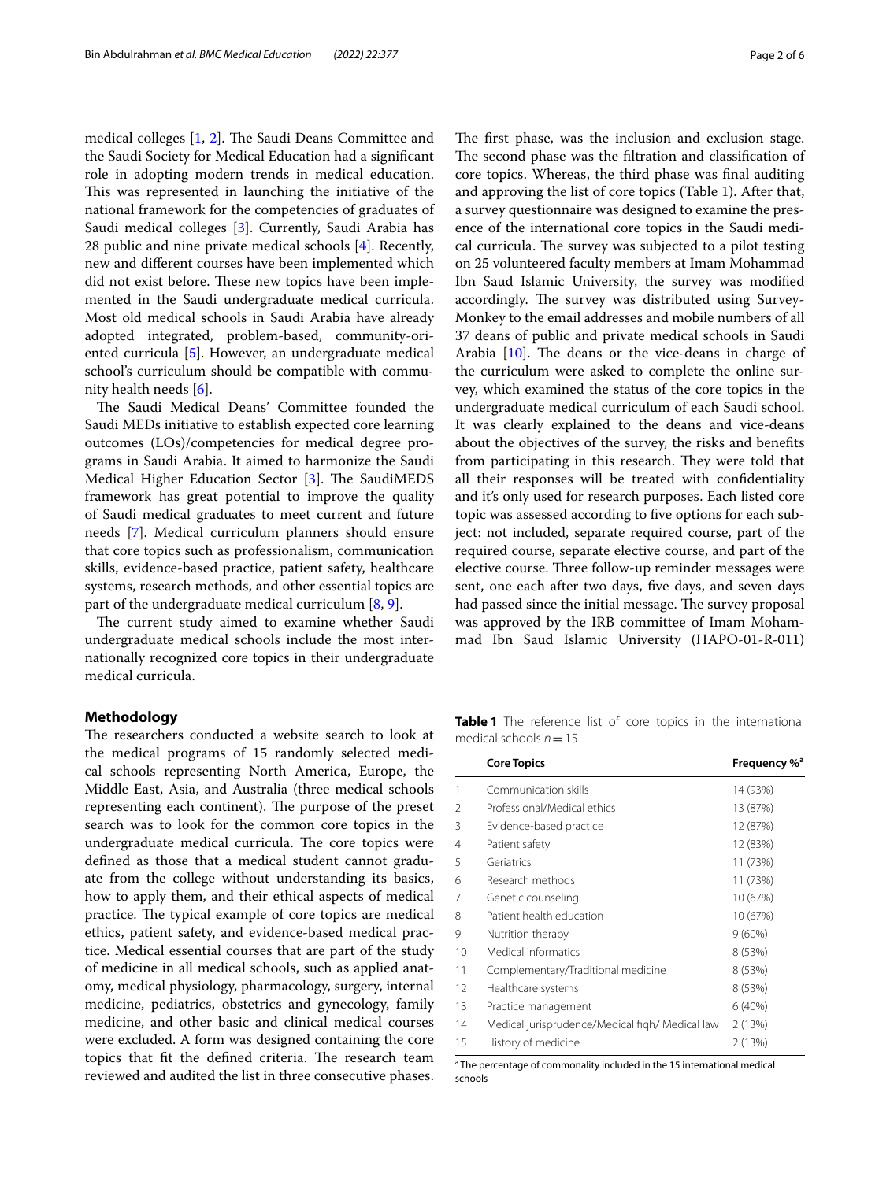medical colleges [1, 2]. The Saudi Deans Committee and the Saudi Society for Medical Education had a significant role in adopting modern trends in medical education. This was represented in launching the initiative of the national framework for the competencies of graduates of Saudi medical colleges [3]. Currently, Saudi Arabia has 28 public and nine private medical schools [4]. Recently, new and different courses have been implemented which did not exist before. These new topics have been implemented in the Saudi undergraduate medical curricula. Most old medical schools in Saudi Arabia have already adopted integrated, problem-based, community-oriented curricula [5]. However, an undergraduate medical school's curriculum should be compatible with community health needs [6].

The Saudi Medical Deans' Committee founded the Saudi MEDs initiative to establish expected core learning outcomes (LOs)/competencies for medical degree programs in Saudi Arabia. It aimed to harmonize the Saudi Medical Higher Education Sector [3]. The SaudiMEDS framework has great potential to improve the quality of Saudi medical graduates to meet current and future needs [7]. Medical curriculum planners should ensure that core topics such as professionalism, communication skills, evidence-based practice, patient safety, healthcare systems, research methods, and other essential topics are part of the undergraduate medical curriculum [8, 9].

The current study aimed to examine whether Saudi undergraduate medical schools include the most internationally recognized core topics in their undergraduate medical curricula.

## Methodology

The researchers conducted a website search to look at the medical programs of 15 randomly selected medical schools representing North America, Europe, the Middle East, Asia, and Australia (three medical schools representing each continent). The purpose of the preset search was to look for the common core topics in the undergraduate medical curricula. The core topics were defined as those that a medical student cannot graduate from the college without understanding its basics, how to apply them, and their ethical aspects of medical practice. The typical example of core topics are medical ethics, patient safety, and evidence-based medical practice. Medical essential courses that are part of the study of medicine in all medical schools, such as applied anatomy, medical physiology, pharmacology, surgery, internal medicine, pediatrics, obstetrics and gynecology, family medicine, and other basic and clinical medical courses were excluded. A form was designed containing the core topics that fit the defined criteria. The research team reviewed and audited the list in three consecutive phases. The first phase, was the inclusion and exclusion stage. The second phase was the filtration and classification of core topics. Whereas, the third phase was final auditing and approving the list of core topics (Table 1). After that, a survey questionnaire was designed to examine the presence of the international core topics in the Saudi medical curricula. The survey was subjected to a pilot testing on 25 volunteered faculty members at Imam Mohammad Ibn Saud Islamic University, the survey was modified accordingly. The survey was distributed using SurveyMonkey to the email addresses and mobile numbers of all 37 deans of public and private medical schools in Saudi Arabia [10]. The deans or the vice-deans in charge of the curriculum were asked to complete the online survey, which examined the status of the core topics in the undergraduate medical curriculum of each Saudi school. It was clearly explained to the deans and vice-deans about the objectives of the survey, the risks and benefits from participating in this research. They were told that all their responses will be treated with confidentiality and it's only used for research purposes. Each listed core topic was assessed according to five options for each subject: not included, separate required course, part of the required course, separate elective course, and part of the elective course. Three follow-up reminder messages were sent, one each after two days, five days, and seven days had passed since the initial message. The survey proposal was approved by the IRB committee of Imam Mohammad Ibn Saud Islamic University (HAPO-01-R-011)

**Table 1** The reference list of core topics in the international medical schools $n = 15$

| | Core Topics | Frequency %[a] |
|---|---|---|
| 1 | Communication skills | 14 (93%) |
| 2 | Professional/Medical ethics | 13 (87%) |
| 3 | Evidence-based practice | 12 (87%) |
| 4 | Patient safety | 12 (83%) |
| 5 | Geriatrics | 11 (73%) |
| 6 | Research methods | 11 (73%) |
| 7 | Genetic counseling | 10 (67%) |
| 8 | Patient health education | 10 (67%) |
| 9 | Nutrition therapy | 9 (60%) |
| 10 | Medical informatics | 8 (53%) |
| 11 | Complementary/Traditional medicine | 8 (53%) |
| 12 | Healthcare systems | 8 (53%) |
| 13 | Practice management | 6 (40%) |
| 14 | Medical jurisprudence/Medical fiqh/ Medical law | 2 (13%) |
| 15 | History of medicine | 2 (13%) |

[a] The percentage of commonality included in the 15 international medical schools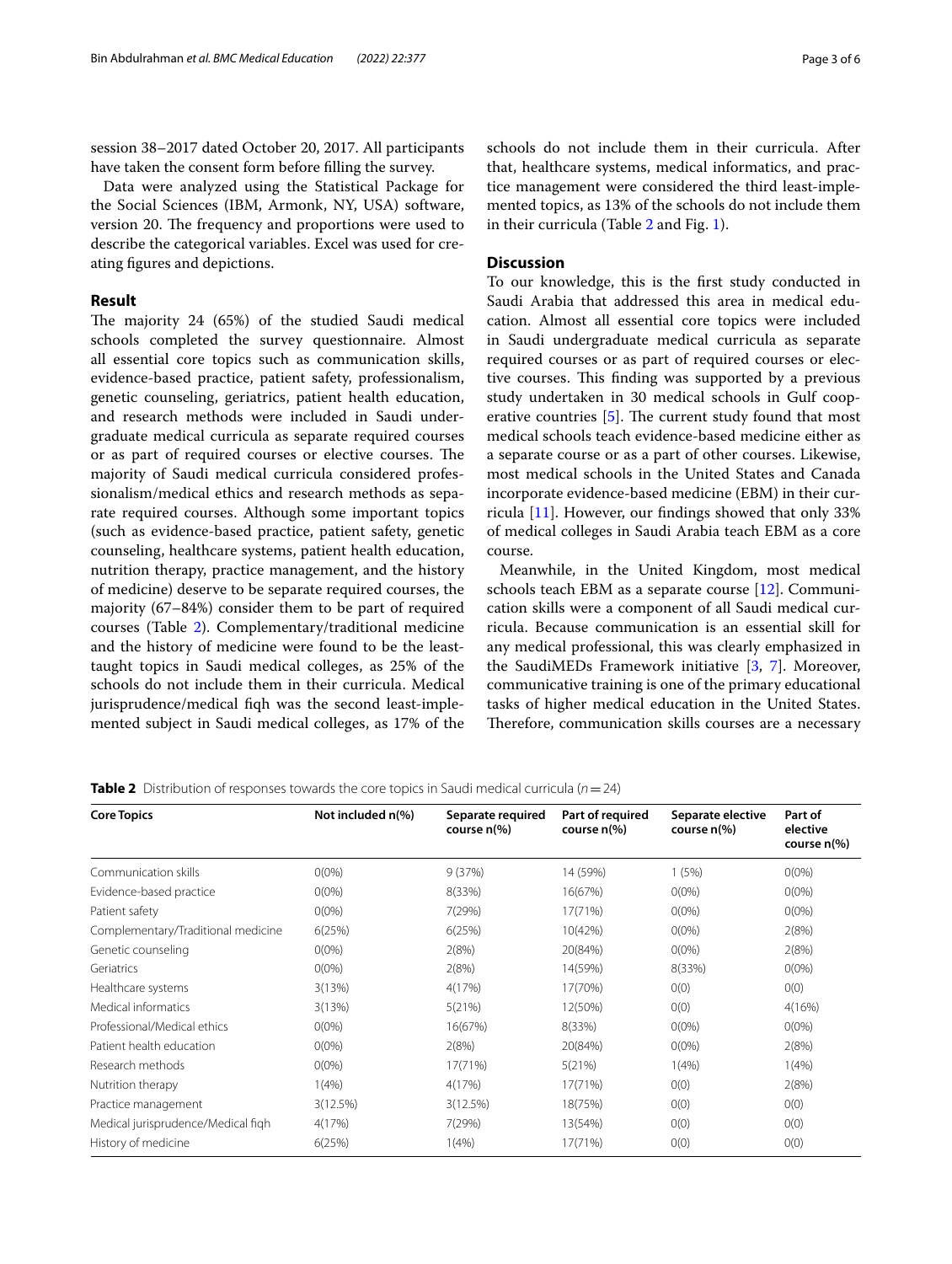session 38–2017 dated October 20, 2017. All participants have taken the consent form before filling the survey.

Data were analyzed using the Statistical Package for the Social Sciences (IBM, Armonk, NY, USA) software, version 20. The frequency and proportions were used to describe the categorical variables. Excel was used for creating figures and depictions.

## Result

The majority 24 (65%) of the studied Saudi medical schools completed the survey questionnaire. Almost all essential core topics such as communication skills, evidence-based practice, patient safety, professionalism, genetic counseling, geriatrics, patient health education, and research methods were included in Saudi undergraduate medical curricula as separate required courses or as part of required courses or elective courses. The majority of Saudi medical curricula considered professionalism/medical ethics and research methods as separate required courses. Although some important topics (such as evidence-based practice, patient safety, genetic counseling, healthcare systems, patient health education, nutrition therapy, practice management, and the history of medicine) deserve to be separate required courses, the majority (67–84%) consider them to be part of required courses (Table 2). Complementary/traditional medicine and the history of medicine were found to be the least-taught topics in Saudi medical colleges, as 25% of the schools do not include them in their curricula. Medical jurisprudence/medical fiqh was the second least-implemented subject in Saudi medical colleges, as 17% of the schools do not include them in their curricula. After that, healthcare systems, medical informatics, and practice management were considered the third least-implemented topics, as 13% of the schools do not include them in their curricula (Table 2 and Fig. 1).

## Discussion

To our knowledge, this is the first study conducted in Saudi Arabia that addressed this area in medical education. Almost all essential core topics were included in Saudi undergraduate medical curricula as separate required courses or as part of required courses or elective courses. This finding was supported by a previous study undertaken in 30 medical schools in Gulf cooperative countries [5]. The current study found that most medical schools teach evidence-based medicine either as a separate course or as a part of other courses. Likewise, most medical schools in the United States and Canada incorporate evidence-based medicine (EBM) in their curricula [11]. However, our findings showed that only 33% of medical colleges in Saudi Arabia teach EBM as a core course.

Meanwhile, in the United Kingdom, most medical schools teach EBM as a separate course [12]. Communication skills were a component of all Saudi medical curricula. Because communication is an essential skill for any medical professional, this was clearly emphasized in the SaudiMEDs Framework initiative [3, 7]. Moreover, communicative training is one of the primary educational tasks of higher medical education in the United States. Therefore, communication skills courses are a necessary

**Table 2** Distribution of responses towards the core topics in Saudi medical curricula ($n=24$)

| Core Topics | Not included n(%) | Separate required course n(%) | Part of required course n(%) | Separate elective course n(%) | Part of elective course n(%) |
|---|---|---|---|---|---|
| Communication skills | 0(0%) | 9 (37%) | 14 (59%) | 1 (5%) | 0(0%) |
| Evidence-based practice | 0(0%) | 8(33%) | 16(67%) | 0(0%) | 0(0%) |
| Patient safety | 0(0%) | 7(29%) | 17(71%) | 0(0%) | 0(0%) |
| Complementary/Traditional medicine | 6(25%) | 6(25%) | 10(42%) | 0(0%) | 2(8%) |
| Genetic counseling | 0(0%) | 2(8%) | 20(84%) | 0(0%) | 2(8%) |
| Geriatrics | 0(0%) | 2(8%) | 14(59%) | 8(33%) | 0(0%) |
| Healthcare systems | 3(13%) | 4(17%) | 17(70%) | 0(0) | 0(0) |
| Medical informatics | 3(13%) | 5(21%) | 12(50%) | 0(0) | 4(16%) |
| Professional/Medical ethics | 0(0%) | 16(67%) | 8(33%) | 0(0%) | 0(0%) |
| Patient health education | 0(0%) | 2(8%) | 20(84%) | 0(0%) | 2(8%) |
| Research methods | 0(0%) | 17(71%) | 5(21%) | 1(4%) | 1(4%) |
| Nutrition therapy | 1(4%) | 4(17%) | 17(71%) | 0(0) | 2(8%) |
| Practice management | 3(12.5%) | 3(12.5%) | 18(75%) | 0(0) | 0(0) |
| Medical jurisprudence/Medical fiqh | 4(17%) | 7(29%) | 13(54%) | 0(0) | 0(0) |
| History of medicine | 6(25%) | 1(4%) | 17(71%) | 0(0) | 0(0) |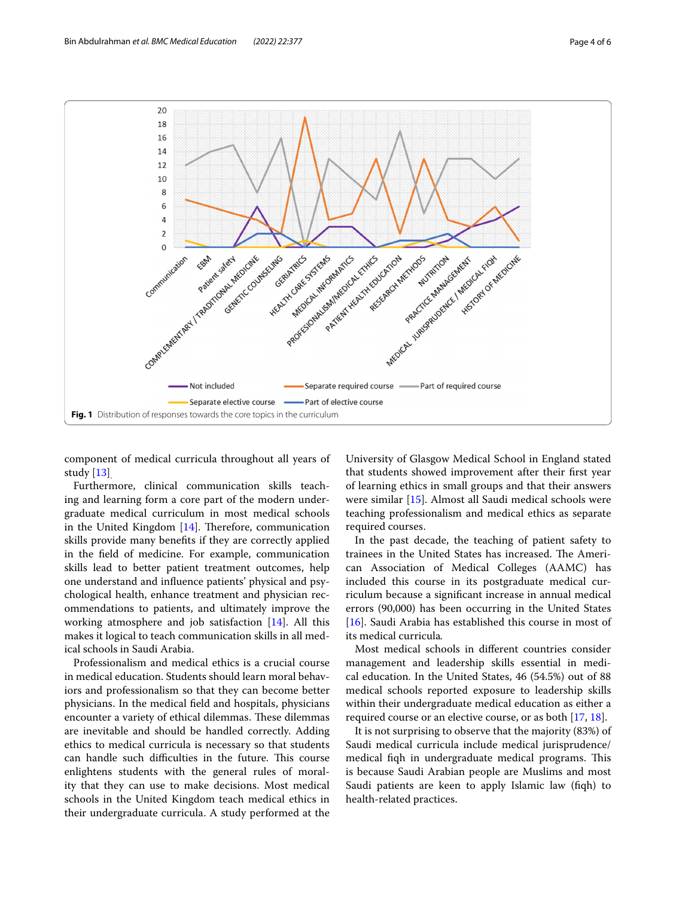Fig. 1 Distribution of responses towards the core topics in the curriculum

component of medical curricula throughout all years of study [13].

Furthermore, clinical communication skills teaching and learning form a core part of the modern undergraduate medical curriculum in most medical schools in the United Kingdom [14]. Therefore, communication skills provide many benefits if they are correctly applied in the field of medicine. For example, communication skills lead to better patient treatment outcomes, help one understand and influence patients' physical and psychological health, enhance treatment and physician recommendations to patients, and ultimately improve the working atmosphere and job satisfaction [14]. All this makes it logical to teach communication skills in all medical schools in Saudi Arabia.

Professionalism and medical ethics is a crucial course in medical education. Students should learn moral behaviors and professionalism so that they can become better physicians. In the medical field and hospitals, physicians encounter a variety of ethical dilemmas. These dilemmas are inevitable and should be handled correctly. Adding ethics to medical curricula is necessary so that students can handle such difficulties in the future. This course enlightens students with the general rules of morality that they can use to make decisions. Most medical schools in the United Kingdom teach medical ethics in their undergraduate curricula. A study performed at the University of Glasgow Medical School in England stated that students showed improvement after their first year of learning ethics in small groups and that their answers were similar [15]. Almost all Saudi medical schools were teaching professionalism and medical ethics as separate required courses.

In the past decade, the teaching of patient safety to trainees in the United States has increased. The American Association of Medical Colleges (AAMC) has included this course in its postgraduate medical curriculum because a significant increase in annual medical errors (90,000) has been occurring in the United States [16]. Saudi Arabia has established this course in most of its medical curricula.

Most medical schools in different countries consider management and leadership skills essential in medical education. In the United States, 46 (54.5%) out of 88 medical schools reported exposure to leadership skills within their undergraduate medical education as either a required course or an elective course, or as both [17, 18].

It is not surprising to observe that the majority (83%) of Saudi medical curricula include medical jurisprudence/medical fiqh in undergraduate medical programs. This is because Saudi Arabian people are Muslims and most Saudi patients are keen to apply Islamic law (fiqh) to health-related practices.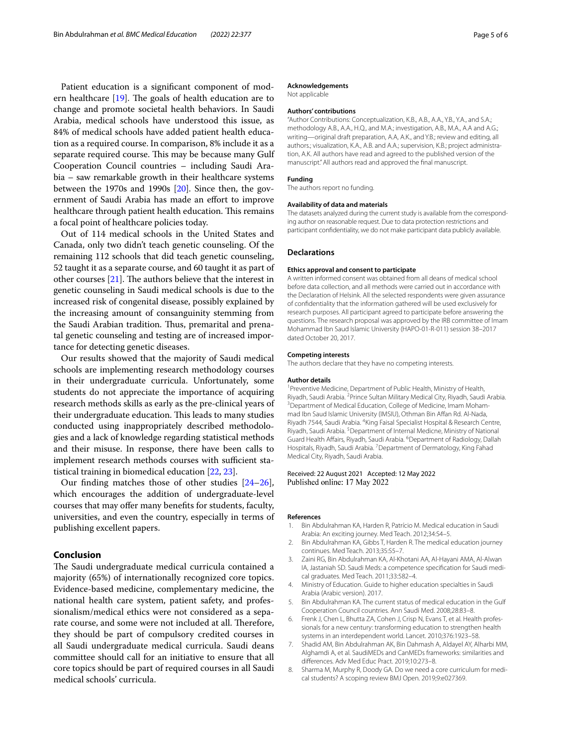Patient education is a significant component of modern healthcare [19]. The goals of health education are to change and promote societal health behaviors. In Saudi Arabia, medical schools have understood this issue, as 84% of medical schools have added patient health education as a required course. In comparison, 8% include it as a separate required course. This may be because many Gulf Cooperation Council countries – including Saudi Arabia – saw remarkable growth in their healthcare systems between the 1970s and 1990s [20]. Since then, the government of Saudi Arabia has made an effort to improve healthcare through patient health education. This remains a focal point of healthcare policies today.

Out of 114 medical schools in the United States and Canada, only two didn't teach genetic counseling. Of the remaining 112 schools that did teach genetic counseling, 52 taught it as a separate course, and 60 taught it as part of other courses [21]. The authors believe that the interest in genetic counseling in Saudi medical schools is due to the increased risk of congenital disease, possibly explained by the increasing amount of consanguinity stemming from the Saudi Arabian tradition. Thus, premarital and prenatal genetic counseling and testing are of increased importance for detecting genetic diseases.

Our results showed that the majority of Saudi medical schools are implementing research methodology courses in their undergraduate curricula. Unfortunately, some students do not appreciate the importance of acquiring research methods skills as early as the pre-clinical years of their undergraduate education. This leads to many studies conducted using inappropriately described methodologies and a lack of knowledge regarding statistical methods and their misuse. In response, there have been calls to implement research methods courses with sufficient statistical training in biomedical education [22, 23].

Our finding matches those of other studies [24–26], which encourages the addition of undergraduate-level courses that may offer many benefits for students, faculty, universities, and even the country, especially in terms of publishing excellent papers.

## Conclusion

The Saudi undergraduate medical curricula contained a majority (65%) of internationally recognized core topics. Evidence-based medicine, complementary medicine, the national health care system, patient safety, and professionalism/medical ethics were not considered as a separate course, and some were not included at all. Therefore, they should be part of compulsory credited courses in all Saudi undergraduate medical curricula. Saudi deans committee should call for an initiative to ensure that all core topics should be part of required courses in all Saudi medical schools' curricula.

#### Acknowledgements

Not applicable

#### Authors' contributions

"Author Contributions: Conceptualization, K.B., A.B., A.A., Y.B., Y.A., and S.A.; methodology A.B., A.A., H.Q., and M.A.; investigation, A.B., M.A., A.A and A.G.; writing—original draft preparation, A.A, A.K., and Y.B.; review and editing, all authors.; visualization, K.A., A.B. and A.A.; supervision, K.B.; project administration, A.K. All authors have read and agreed to the published version of the manuscript." All authors read and approved the final manuscript.

#### Funding

The authors report no funding.

#### Availability of data and materials

The datasets analyzed during the current study is available from the corresponding author on reasonable request. Due to data protection restrictions and participant confidentiality, we do not make participant data publicly available.

## Declarations

#### Ethics approval and consent to participate

A written informed consent was obtained from all deans of medical school before data collection, and all methods were carried out in accordance with the Declaration of Helsink. All the selected respondents were given assurance of confidentiality that the information gathered will be used exclusively for research purposes. All participant agreed to participate before answering the questions. The research proposal was approved by the IRB committee of Imam Mohammad Ibn Saud Islamic University (HAPO-01-R-011) session 38–2017 dated October 20, 2017.

#### Competing interests

The authors declare that they have no competing interests.

#### Author details

[1]Preventive Medicine, Department of Public Health, Ministry of Health, Riyadh, Saudi Arabia. [2]Prince Sultan Military Medical City, Riyadh, Saudi Arabia. [3]Department of Medical Education, College of Medicine, Imam Mohammad Ibn Saud Islamic University (IMSIU), Othman Bin Affan Rd. Al-Nada, Riyadh 7544, Saudi Arabia. [4]King Faisal Specialist Hospital & Research Centre, Riyadh, Saudi Arabia. [5]Department of Internal Medicne, Ministry of National Guard Health Affairs, Riyadh, Saudi Arabia. [6]Department of Radiology, Dallah Hospitals, Riyadh, Saudi Arabia. [7]Department of Dermatology, King Fahad Medical City, Riyadh, Saudi Arabia.

Received: 22 August 2021 Accepted: 12 May 2022
Published online: 17 May 2022

#### References

1. Bin Abdulrahman KA, Harden R, Patrício M. Medical education in Saudi Arabia: An exciting journey. Med Teach. 2012;34:S4–5.
2. Bin Abdulrahman KA, Gibbs T, Harden R. The medical education journey continues. Med Teach. 2013;35:S5–7.
3. Zaini RG, Bin Abdulrahman KA, Al-Khotani AA, Al-Hayani AMA, Al-Alwan IA, Jastaniah SD. Saudi Meds: a competence specification for Saudi medical graduates. Med Teach. 2011;33:582–4.
4. Ministry of Education. Guide to higher education specialties in Saudi Arabia (Arabic version). 2017.
5. Bin Abdulrahman KA. The current status of medical education in the Gulf Cooperation Council countries. Ann Saudi Med. 2008;28:83–8.
6. Frenk J, Chen L, Bhutta ZA, Cohen J, Crisp N, Evans T, et al. Health professionals for a new century: transforming education to strengthen health systems in an interdependent world. Lancet. 2010;376:1923–58.
7. Shadid AM, Bin Abdulrahman AK, Bin Dahmash A, Aldayel AY, Alharbi MM, Alghamdi A, et al. SaudiMEDs and CanMEDs frameworks: similarities and differences. Adv Med Educ Pract. 2019;10:273–8.
8. Sharma M, Murphy R, Doody GA. Do we need a core curriculum for medical students? A scoping review BMJ Open. 2019;9:e027369.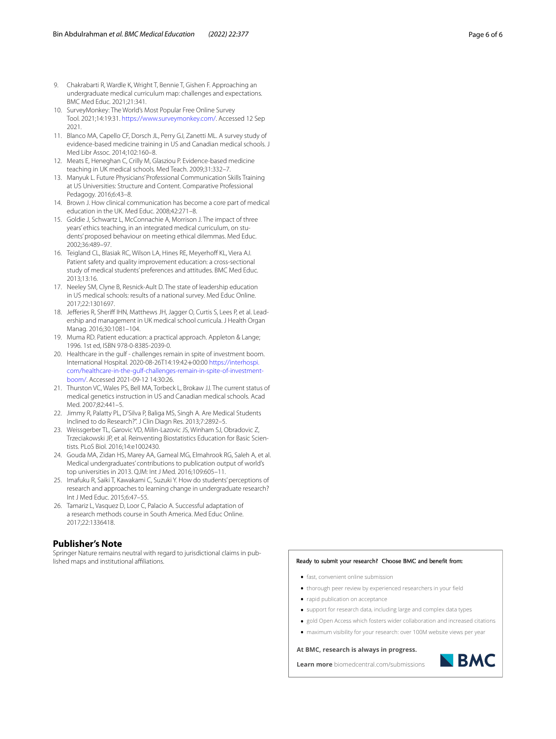9. Chakrabarti R, Wardle K, Wright T, Bennie T, Gishen F. Approaching an undergraduate medical curriculum map: challenges and expectations. BMC Med Educ. 2021;21:341.
10. SurveyMonkey: The World's Most Popular Free Online Survey Tool. 2021;14:19:31. https://www.surveymonkey.com/. Accessed 12 Sep 2021.
11. Blanco MA, Capello CF, Dorsch JL, Perry GJ, Zanetti ML. A survey study of evidence-based medicine training in US and Canadian medical schools. J Med Libr Assoc. 2014;102:160–8.
12. Meats E, Heneghan C, Crilly M, Glasziou P. Evidence-based medicine teaching in UK medical schools. Med Teach. 2009;31:332–7.
13. Manyuk L. Future Physicians' Professional Communication Skills Training at US Universities: Structure and Content. Comparative Professional Pedagogy. 2016;6:43–8.
14. Brown J. How clinical communication has become a core part of medical education in the UK. Med Educ. 2008;42:271–8.
15. Goldie J, Schwartz L, McConnachie A, Morrison J. The impact of three years' ethics teaching, in an integrated medical curriculum, on students' proposed behaviour on meeting ethical dilemmas. Med Educ. 2002;36:489–97.
16. Teigland CL, Blasiak RC, Wilson LA, Hines RE, Meyerhoff KL, Viera AJ. Patient safety and quality improvement education: a cross-sectional study of medical students' preferences and attitudes. BMC Med Educ. 2013;13:16.
17. Neeley SM, Clyne B, Resnick-Ault D. The state of leadership education in US medical schools: results of a national survey. Med Educ Online. 2017;22:1301697.
18. Jefferies R, Sheriff IHN, Matthews JH, Jagger O, Curtis S, Lees P, et al. Leadership and management in UK medical school curricula. J Health Organ Manag. 2016;30:1081–104.
19. Muma RD. Patient education: a practical approach. Appleton & Lange; 1996. 1st ed, ISBN 978-0-8385-2039-0.
20. Healthcare in the gulf - challenges remain in spite of investment boom. International Hospital. 2020-08-26T14:19:42+00:00 https://interhospi.com/healthcare-in-the-gulf-challenges-remain-in-spite-of-investment-boom/. Accessed 2021-09-12 14:30:26.
21. Thurston VC, Wales PS, Bell MA, Torbeck L, Brokaw JJ. The current status of medical genetics instruction in US and Canadian medical schools. Acad Med. 2007;82:441–5.
22. Jimmy R, Palatty PL, D'Silva P, Baliga MS, Singh A. Are Medical Students Inclined to do Research?". J Clin Diagn Res. 2013;7:2892–5.
23. Weissgerber TL, Garovic VD, Milin-Lazovic JS, Winham SJ, Obradovic Z, Trzeciakowski JP, et al. Reinventing Biostatistics Education for Basic Scientists. PLoS Biol. 2016;14:e1002430.
24. Gouda MA, Zidan HS, Marey AA, Gameal MG, Elmahrook RG, Saleh A, et al. Medical undergraduates' contributions to publication output of world's top universities in 2013. QJM: Int J Med. 2016;109:605–11.
25. Imafuku R, Saiki T, Kawakami C, Suzuki Y. How do students' perceptions of research and approaches to learning change in undergraduate research? Int J Med Educ. 2015;6:47–55.
26. Tamariz L, Vasquez D, Loor C, Palacio A. Successful adaptation of a research methods course in South America. Med Educ Online. 2017;22:1336418.

## Publisher's Note

Springer Nature remains neutral with regard to jurisdictional claims in published maps and institutional affiliations.

Ready to submit your research? Choose BMC and benefit from:

- fast, convenient online submission
- thorough peer review by experienced researchers in your field
- rapid publication on acceptance
- support for research data, including large and complex data types
- gold Open Access which fosters wider collaboration and increased citations
- maximum visibility for your research: over 100M website views per year

**At BMC, research is always in progress.**

**Learn more** biomedcentral.com/submissions

BMC